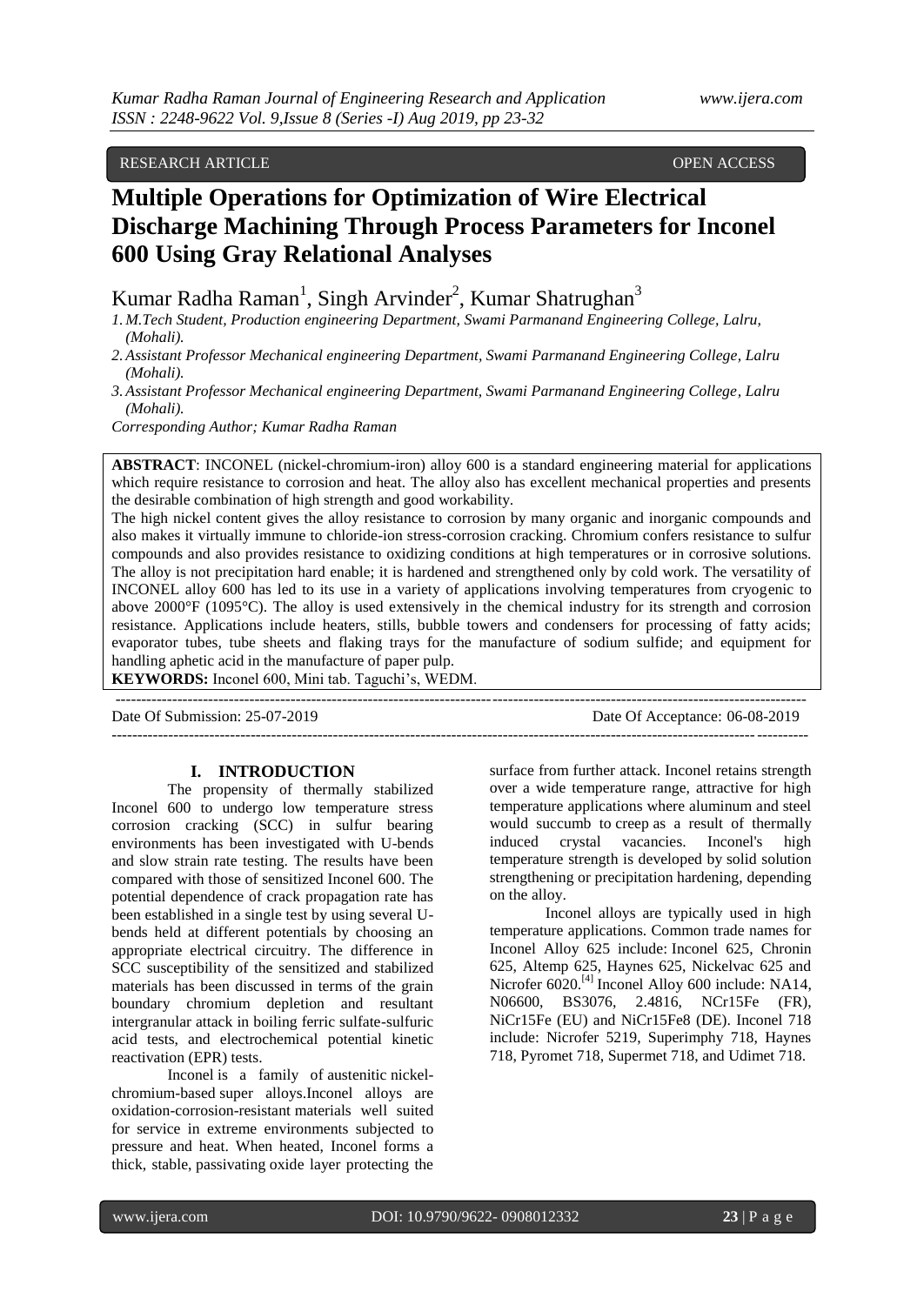RESEARCH ARTICLE OPEN ACCESS

# Multiple Operations for Optimization of Wire Electrical Discharge Machining Through Process Parameters for Inconel 600 Using Gray Relational Analyses

Kumar Radha Raman[1], Singh Arvinder[2], Kumar Shatrughan[3]

1. M.Tech Student, Production engineering Department, Swami Parmanand Engineering College, Lalru, (Mohali).
2. Assistant Professor Mechanical engineering Department, Swami Parmanand Engineering College, Lalru (Mohali).
3. Assistant Professor Mechanical engineering Department, Swami Parmanand Engineering College, Lalru (Mohali).

*Corresponding Author; Kumar Radha Raman*

**ABSTRACT**: INCONEL (nickel-chromium-iron) alloy 600 is a standard engineering material for applications which require resistance to corrosion and heat. The alloy also has excellent mechanical properties and presents the desirable combination of high strength and good workability.

The high nickel content gives the alloy resistance to corrosion by many organic and inorganic compounds and also makes it virtually immune to chloride-ion stress-corrosion cracking. Chromium confers resistance to sulfur compounds and also provides resistance to oxidizing conditions at high temperatures or in corrosive solutions. The alloy is not precipitation hard enable; it is hardened and strengthened only by cold work. The versatility of INCONEL alloy 600 has led to its use in a variety of applications involving temperatures from cryogenic to above 2000°F (1095°C). The alloy is used extensively in the chemical industry for its strength and corrosion resistance. Applications include heaters, stills, bubble towers and condensers for processing of fatty acids; evaporator tubes, tube sheets and flaking trays for the manufacture of sodium sulfide; and equipment for handling aphetic acid in the manufacture of paper pulp.

**KEYWORDS:** Inconel 600, Mini tab. Taguchi's, WEDM.

---

Date Of Submission: 25-07-2019 Date Of Acceptance: 06-08-2019

---

## I. INTRODUCTION

The propensity of thermally stabilized Inconel 600 to undergo low temperature stress corrosion cracking (SCC) in sulfur bearing environments has been investigated with U-bends and slow strain rate testing. The results have been compared with those of sensitized Inconel 600. The potential dependence of crack propagation rate has been established in a single test by using several U-bends held at different potentials by choosing an appropriate electrical circuitry. The difference in SCC susceptibility of the sensitized and stabilized materials has been discussed in terms of the grain boundary chromium depletion and resultant intergranular attack in boiling ferric sulfate-sulfuric acid tests, and electrochemical potential kinetic reactivation (EPR) tests.

Inconel is a family of austenitic nickel-chromium-based super alloys.Inconel alloys are oxidation-corrosion-resistant materials well suited for service in extreme environments subjected to pressure and heat. When heated, Inconel forms a thick, stable, passivating oxide layer protecting the surface from further attack. Inconel retains strength over a wide temperature range, attractive for high temperature applications where aluminum and steel would succumb to creep as a result of thermally induced crystal vacancies. Inconel's high temperature strength is developed by solid solution strengthening or precipitation hardening, depending on the alloy.

Inconel alloys are typically used in high temperature applications. Common trade names for Inconel Alloy 625 include: Inconel 625, Chronin 625, Altemp 625, Haynes 625, Nickelvac 625 and Nicrofer 6020.[4] Inconel Alloy 600 include: NA14, N06600, BS3076, 2.4816, NCr15Fe (FR), NiCr15Fe (EU) and NiCr15Fe8 (DE). Inconel 718 include: Nicrofer 5219, Superimphy 718, Haynes 718, Pyromet 718, Supermet 718, and Udimet 718.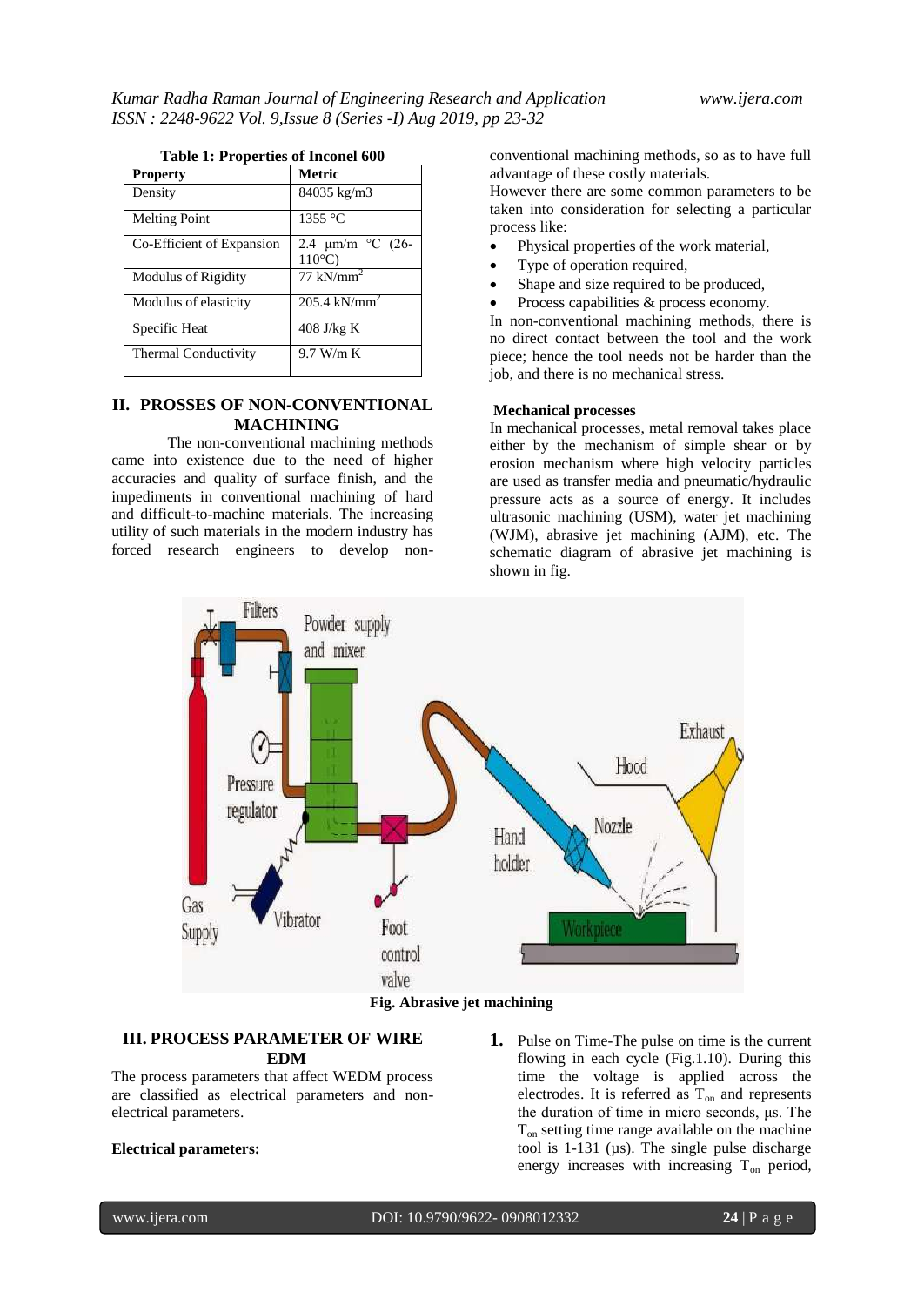**Table 1: Properties of Inconel 600**

| Property | Metric |
|---|---|
| Density | 84035 kg/m3 |
| Melting Point | 1355 °C |
| Co-Efficient of Expansion | 2.4 µm/m °C (26-110°C) |
| Modulus of Rigidity | 77 kN/mm$^2$ |
| Modulus of elasticity | 205.4 kN/mm$^2$ |
| Specific Heat | 408 J/kg K |
| Thermal Conductivity | 9.7 W/m K |

## II. PROSSES OF NON-CONVENTIONAL MACHINING

The non-conventional machining methods came into existence due to the need of higher accuracies and quality of surface finish, and the impediments in conventional machining of hard and difficult-to-machine materials. The increasing utility of such materials in the modern industry has forced research engineers to develop non-conventional machining methods, so as to have full advantage of these costly materials.

However there are some common parameters to be taken into consideration for selecting a particular process like:

- Physical properties of the work material,
- Type of operation required,
- Shape and size required to be produced,
- Process capabilities & process economy.

In non-conventional machining methods, there is no direct contact between the tool and the work piece; hence the tool needs not be harder than the job, and there is no mechanical stress.

**Mechanical processes**

In mechanical processes, metal removal takes place either by the mechanism of simple shear or by erosion mechanism where high velocity particles are used as transfer media and pneumatic/hydraulic pressure acts as a source of energy. It includes ultrasonic machining (USM), water jet machining (WJM), abrasive jet machining (AJM), etc. The schematic diagram of abrasive jet machining is shown in fig.

**Fig. Abrasive jet machining**

## III. PROCESS PARAMETER OF WIRE EDM

The process parameters that affect WEDM process are classified as electrical parameters and non-electrical parameters.

**Electrical parameters:**

1. Pulse on Time-The pulse on time is the current flowing in each cycle (Fig.1.10). During this time the voltage is applied across the electrodes. It is referred as $T_{on}$ and represents the duration of time in micro seconds, µs. The $T_{on}$ setting time range available on the machine tool is 1-131 (µs). The single pulse discharge energy increases with increasing $T_{on}$ period,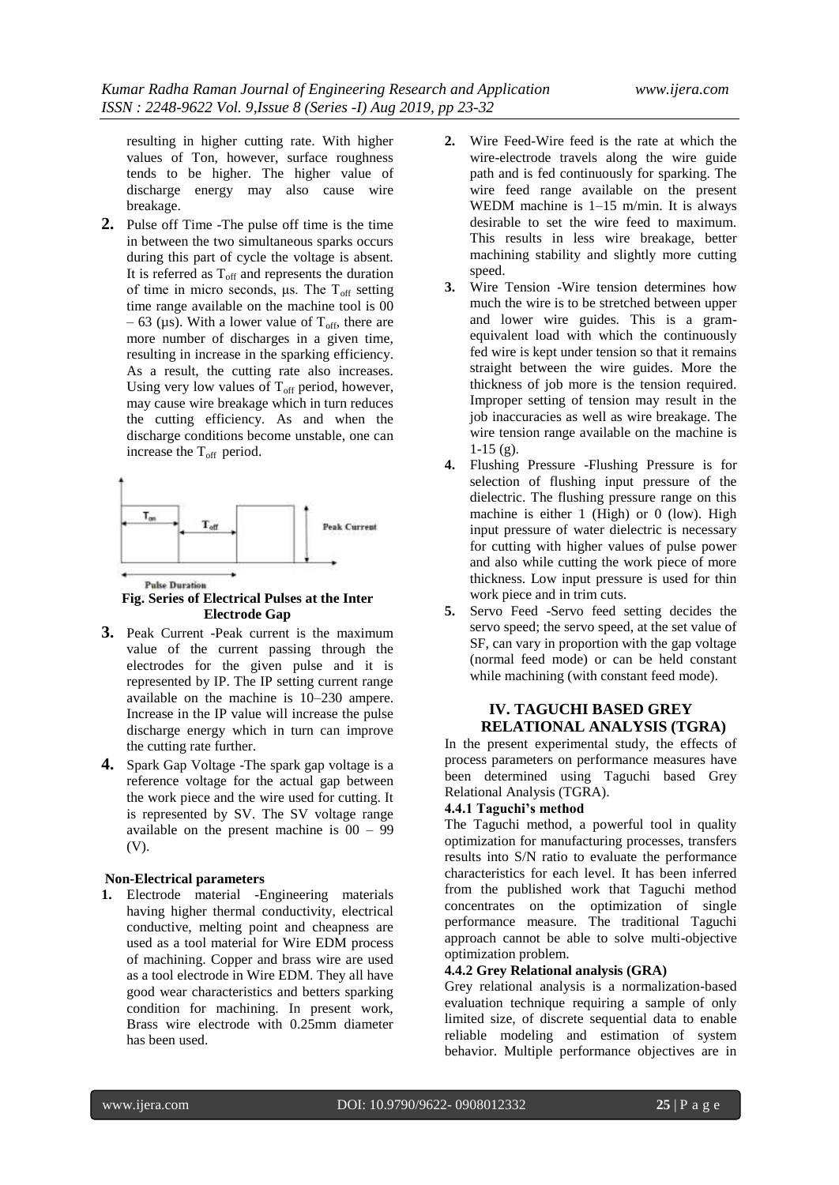resulting in higher cutting rate. With higher values of Ton, however, surface roughness tends to be higher. The higher value of discharge energy may also cause wire breakage.

2. Pulse off Time -The pulse off time is the time in between the two simultaneous sparks occurs during this part of cycle the voltage is absent. It is referred as $T_{off}$ and represents the duration of time in micro seconds, µs. The $T_{off}$ setting time range available on the machine tool is 00 – 63 (µs). With a lower value of $T_{off}$, there are more number of discharges in a given time, resulting in increase in the sparking efficiency. As a result, the cutting rate also increases. Using very low values of $T_{off}$ period, however, may cause wire breakage which in turn reduces the cutting efficiency. As and when the discharge conditions become unstable, one can increase the $T_{off}$ period.

**Fig. Series of Electrical Pulses at the Inter Electrode Gap**

3. Peak Current -Peak current is the maximum value of the current passing through the electrodes for the given pulse and it is represented by IP. The IP setting current range available on the machine is 10–230 ampere. Increase in the IP value will increase the pulse discharge energy which in turn can improve the cutting rate further.

4. Spark Gap Voltage -The spark gap voltage is a reference voltage for the actual gap between the work piece and the wire used for cutting. It is represented by SV. The SV voltage range available on the present machine is 00 – 99 (V).

**Non-Electrical parameters**

1. Electrode material -Engineering materials having higher thermal conductivity, electrical conductive, melting point and cheapness are used as a tool material for Wire EDM process of machining. Copper and brass wire are used as a tool electrode in Wire EDM. They all have good wear characteristics and betters sparking condition for machining. In present work, Brass wire electrode with 0.25mm diameter has been used.

2. Wire Feed-Wire feed is the rate at which the wire-electrode travels along the wire guide path and is fed continuously for sparking. The wire feed range available on the present WEDM machine is 1–15 m/min. It is always desirable to set the wire feed to maximum. This results in less wire breakage, better machining stability and slightly more cutting speed.

3. Wire Tension -Wire tension determines how much the wire is to be stretched between upper and lower wire guides. This is a gram-equivalent load with which the continuously fed wire is kept under tension so that it remains straight between the wire guides. More the thickness of job more is the tension required. Improper setting of tension may result in the job inaccuracies as well as wire breakage. The wire tension range available on the machine is 1-15 (g).

4. Flushing Pressure -Flushing Pressure is for selection of flushing input pressure of the dielectric. The flushing pressure range on this machine is either 1 (High) or 0 (low). High input pressure of water dielectric is necessary for cutting with higher values of pulse power and also while cutting the work piece of more thickness. Low input pressure is used for thin work piece and in trim cuts.

5. Servo Feed -Servo feed setting decides the servo speed; the servo speed, at the set value of SF, can vary in proportion with the gap voltage (normal feed mode) or can be held constant while machining (with constant feed mode).

## IV. TAGUCHI BASED GREY RELATIONAL ANALYSIS (TGRA)

In the present experimental study, the effects of process parameters on performance measures have been determined using Taguchi based Grey Relational Analysis (TGRA).

### 4.4.1 Taguchi's method

The Taguchi method, a powerful tool in quality optimization for manufacturing processes, transfers results into S/N ratio to evaluate the performance characteristics for each level. It has been inferred from the published work that Taguchi method concentrates on the optimization of single performance measure. The traditional Taguchi approach cannot be able to solve multi-objective optimization problem.

### 4.4.2 Grey Relational analysis (GRA)

Grey relational analysis is a normalization-based evaluation technique requiring a sample of only limited size, of discrete sequential data to enable reliable modeling and estimation of system behavior. Multiple performance objectives are in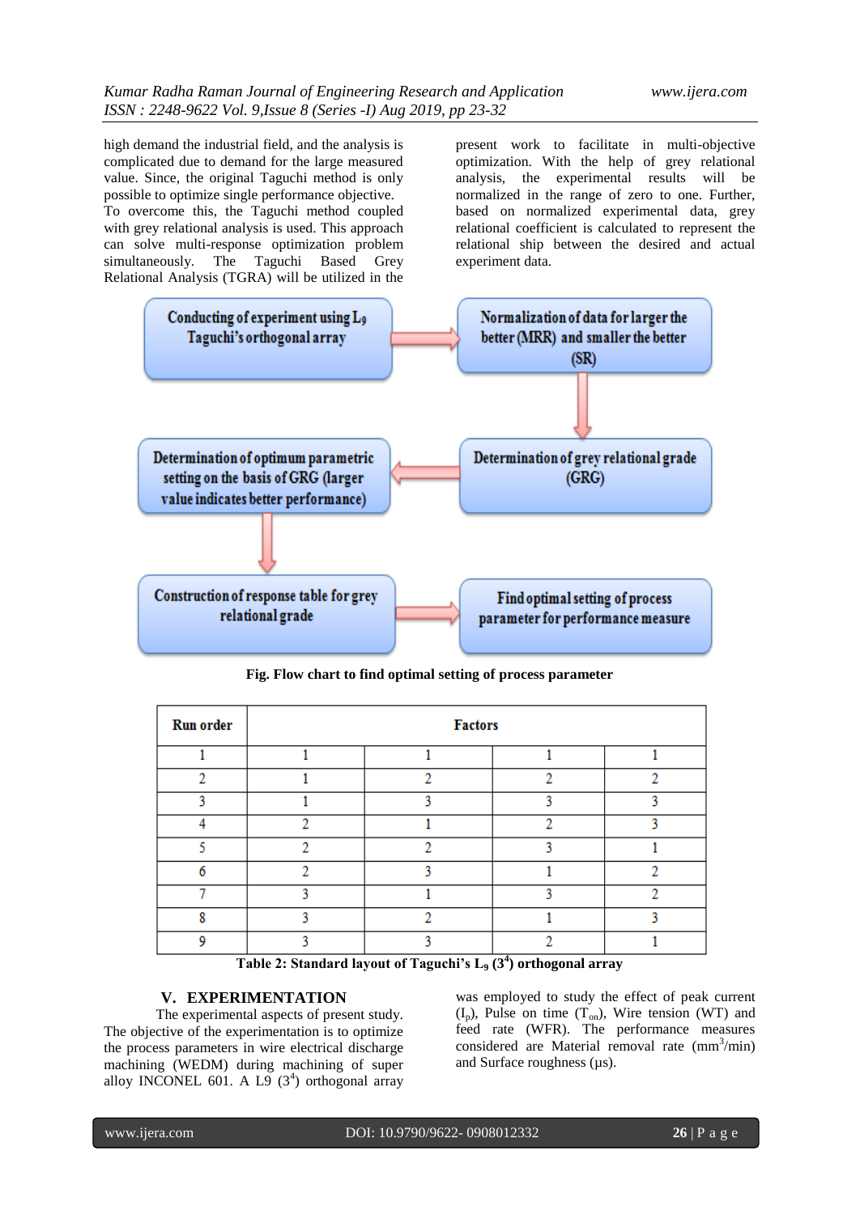high demand the industrial field, and the analysis is complicated due to demand for the large measured value. Since, the original Taguchi method is only possible to optimize single performance objective. To overcome this, the Taguchi method coupled with grey relational analysis is used. This approach can solve multi-response optimization problem simultaneously. The Taguchi Based Grey Relational Analysis (TGRA) will be utilized in the present work to facilitate in multi-objective optimization. With the help of grey relational analysis, the experimental results will be normalized in the range of zero to one. Further, based on normalized experimental data, grey relational coefficient is calculated to represent the relational ship between the desired and actual experiment data.

Conducting of experiment using $L_9$ Taguchi's orthogonal array → Normalization of data for larger the better (MRR) and smaller the better (SR) → Determination of grey relational grade (GRG) → Determination of optimum parametric setting on the basis of GRG (larger value indicates better performance) → Construction of response table for grey relational grade → Find optimal setting of process parameter for performance measure

**Fig. Flow chart to find optimal setting of process parameter**

| Run order | Factors | | | |
|---|---|---|---|---|
| 1 | 1 | 1 | 1 | 1 |
| 2 | 1 | 2 | 2 | 2 |
| 3 | 1 | 3 | 3 | 3 |
| 4 | 2 | 1 | 2 | 3 |
| 5 | 2 | 2 | 3 | 1 |
| 6 | 2 | 3 | 1 | 2 |
| 7 | 3 | 1 | 3 | 2 |
| 8 | 3 | 2 | 1 | 3 |
| 9 | 3 | 3 | 2 | 1 |

**Table 2: Standard layout of Taguchi's $L_9$ ($3^4$) orthogonal array**

## V. EXPERIMENTATION

The experimental aspects of present study. The objective of the experimentation is to optimize the process parameters in wire electrical discharge machining (WEDM) during machining of super alloy INCONEL 601. A L9 ($3^4$) orthogonal array was employed to study the effect of peak current ($I_p$), Pulse on time ($T_{on}$), Wire tension (WT) and feed rate (WFR). The performance measures considered are Material removal rate ($mm^3$/min) and Surface roughness (μs).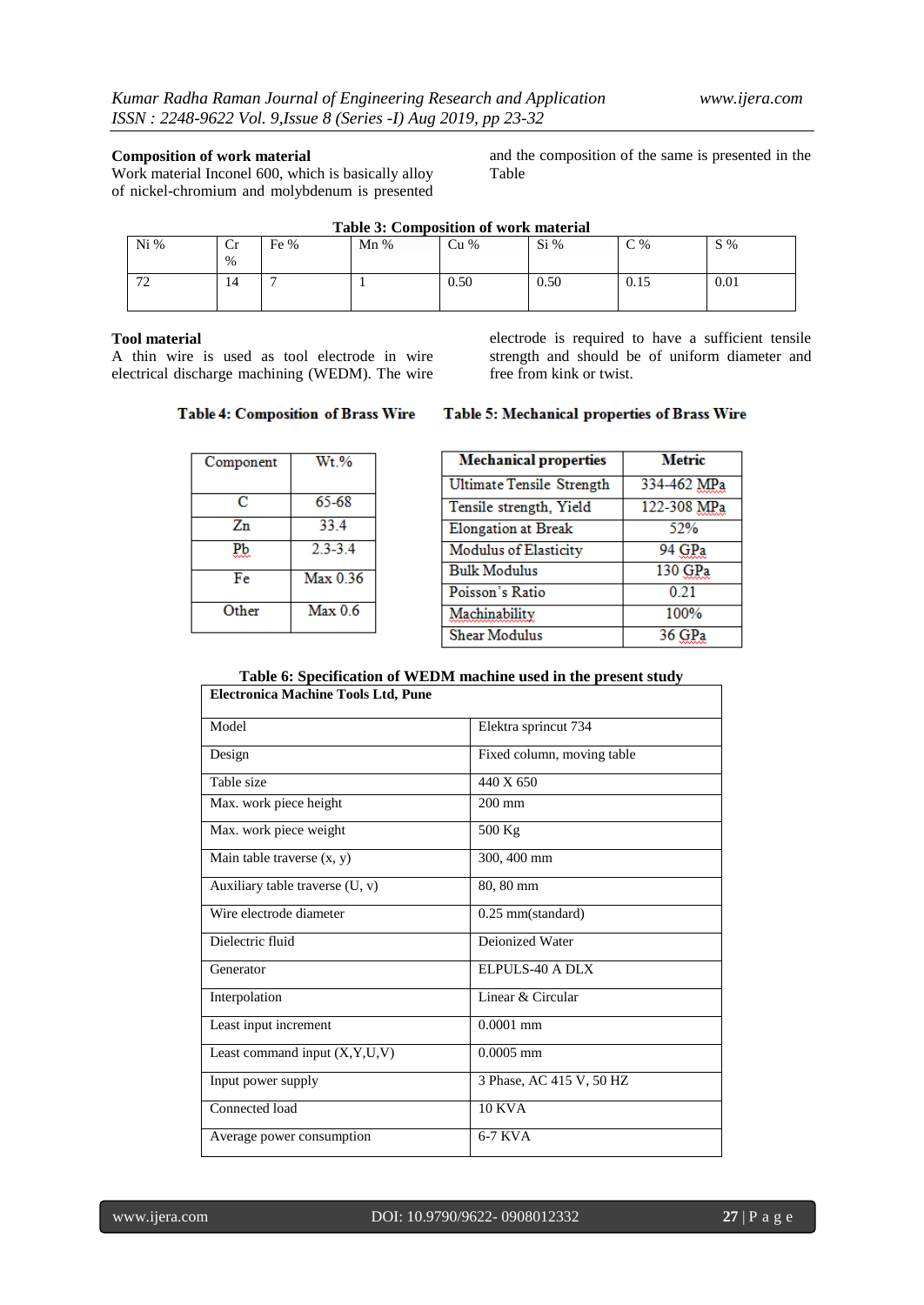**Composition of work material**

Work material Inconel 600, which is basically alloy of nickel-chromium and molybdenum is presented and the composition of the same is presented in the Table

**Table 3: Composition of work material**

| Ni % | Cr % | Fe % | Mn % | Cu % | Si % | C % | S % |
|---|---|---|---|---|---|---|---|
| 72 | 14 | 7 | 1 | 0.50 | 0.50 | 0.15 | 0.01 |

**Tool material**

A thin wire is used as tool electrode in wire electrical discharge machining (WEDM). The wire electrode is required to have a sufficient tensile strength and should be of uniform diameter and free from kink or twist.

**Table 4: Composition of Brass Wire**

| Component | Wt.% |
|---|---|
| C | 65-68 |
| Zn | 33.4 |
| Pb | 2.3-3.4 |
| Fe | Max 0.36 |
| Other | Max 0.6 |

**Table 5: Mechanical properties of Brass Wire**

| Mechanical properties | Metric |
|---|---|
| Ultimate Tensile Strength | 334-462 MPa |
| Tensile strength, Yield | 122-308 MPa |
| Elongation at Break | 52% |
| Modulus of Elasticity | 94 GPa |
| Bulk Modulus | 130 GPa |
| Poisson's Ratio | 0.21 |
| Machinability | 100% |
| Shear Modulus | 36 GPa |

**Table 6: Specification of WEDM machine used in the present study**

| Electronica Machine Tools Ltd, Pune | |
|---|---|
| Model | Elektra sprincut 734 |
| Design | Fixed column, moving table |
| Table size | 440 X 650 |
| Max. work piece height | 200 mm |
| Max. work piece weight | 500 Kg |
| Main table traverse (x, y) | 300, 400 mm |
| Auxiliary table traverse (U, v) | 80, 80 mm |
| Wire electrode diameter | 0.25 mm(standard) |
| Dielectric fluid | Deionized Water |
| Generator | ELPULS-40 A DLX |
| Interpolation | Linear & Circular |
| Least input increment | 0.0001 mm |
| Least command input (X,Y,U,V) | 0.0005 mm |
| Input power supply | 3 Phase, AC 415 V, 50 HZ |
| Connected load | 10 KVA |
| Average power consumption | 6-7 KVA |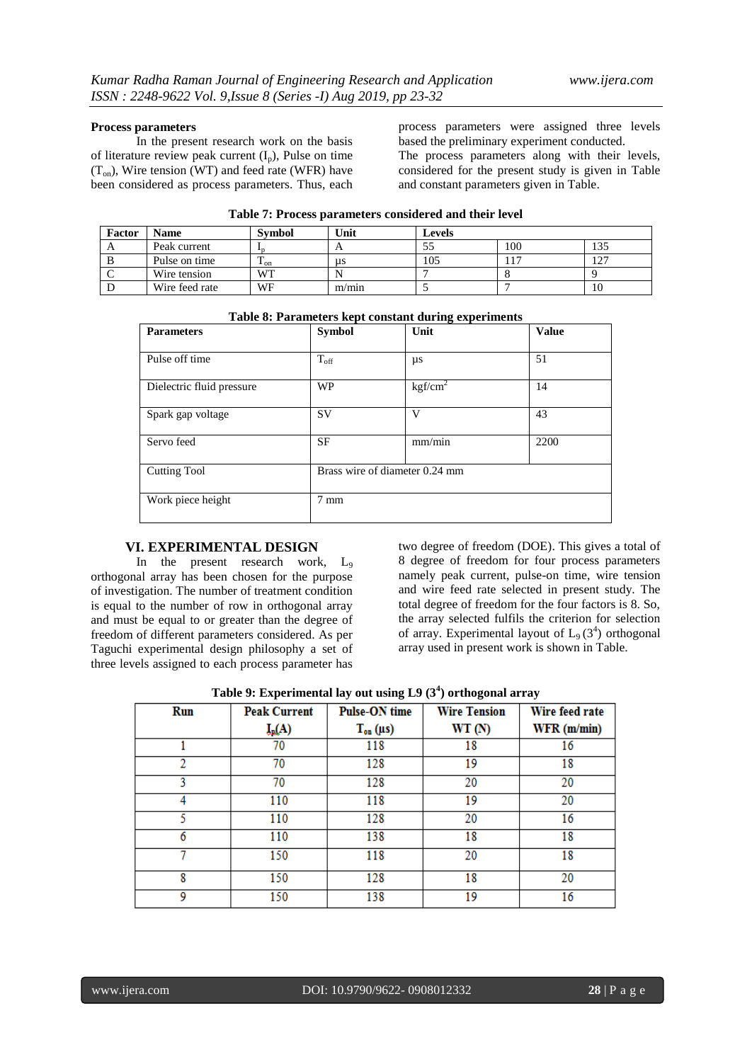**Process parameters**

In the present research work on the basis of literature review peak current ($I_p$), Pulse on time ($T_{on}$), Wire tension (WT) and feed rate (WFR) have been considered as process parameters. Thus, each process parameters were assigned three levels based the preliminary experiment conducted.

The process parameters along with their levels, considered for the present study is given in Table and constant parameters given in Table.

**Table 7: Process parameters considered and their level**

| Factor | Name | Symbol | Unit | Levels | | |
|---|---|---|---|---|---|---|
| A | Peak current | $I_p$ | A | 55 | 100 | 135 |
| B | Pulse on time | $T_{on}$ | µs | 105 | 117 | 127 |
| C | Wire tension | WT | N | 7 | 8 | 9 |
| D | Wire feed rate | WF | m/min | 5 | 7 | 10 |

**Table 8: Parameters kept constant during experiments**

| Parameters | Symbol | Unit | Value |
|---|---|---|---|
| Pulse off time | $T_{off}$ | µs | 51 |
| Dielectric fluid pressure | WP | $kgf/cm^2$ | 14 |
| Spark gap voltage | SV | V | 43 |
| Servo feed | SF | mm/min | 2200 |
| Cutting Tool | Brass wire of diameter 0.24 mm | | |
| Work piece height | 7 mm | | |

## VI. EXPERIMENTAL DESIGN

In the present research work, $L_9$ orthogonal array has been chosen for the purpose of investigation. The number of treatment condition is equal to the number of row in orthogonal array and must be equal to or greater than the degree of freedom of different parameters considered. As per Taguchi experimental design philosophy a set of three levels assigned to each process parameter has two degree of freedom (DOE). This gives a total of 8 degree of freedom for four process parameters namely peak current, pulse-on time, wire tension and wire feed rate selected in present study. The total degree of freedom for the four factors is 8. So, the array selected fulfils the criterion for selection of array. Experimental layout of $L_9$ ($3^4$) orthogonal array used in present work is shown in Table.

**Table 9: Experimental lay out using L9 ($3^4$) orthogonal array**

| Run | Peak Current $I_p$(A) | Pulse-ON time $T_{on}$ (µs) | Wire Tension WT (N) | Wire feed rate WFR (m/min) |
|---|---|---|---|---|
| 1 | 70 | 118 | 18 | 16 |
| 2 | 70 | 128 | 19 | 18 |
| 3 | 70 | 128 | 20 | 20 |
| 4 | 110 | 118 | 19 | 20 |
| 5 | 110 | 128 | 20 | 16 |
| 6 | 110 | 138 | 18 | 18 |
| 7 | 150 | 118 | 20 | 18 |
| 8 | 150 | 128 | 18 | 20 |
| 9 | 150 | 138 | 19 | 16 |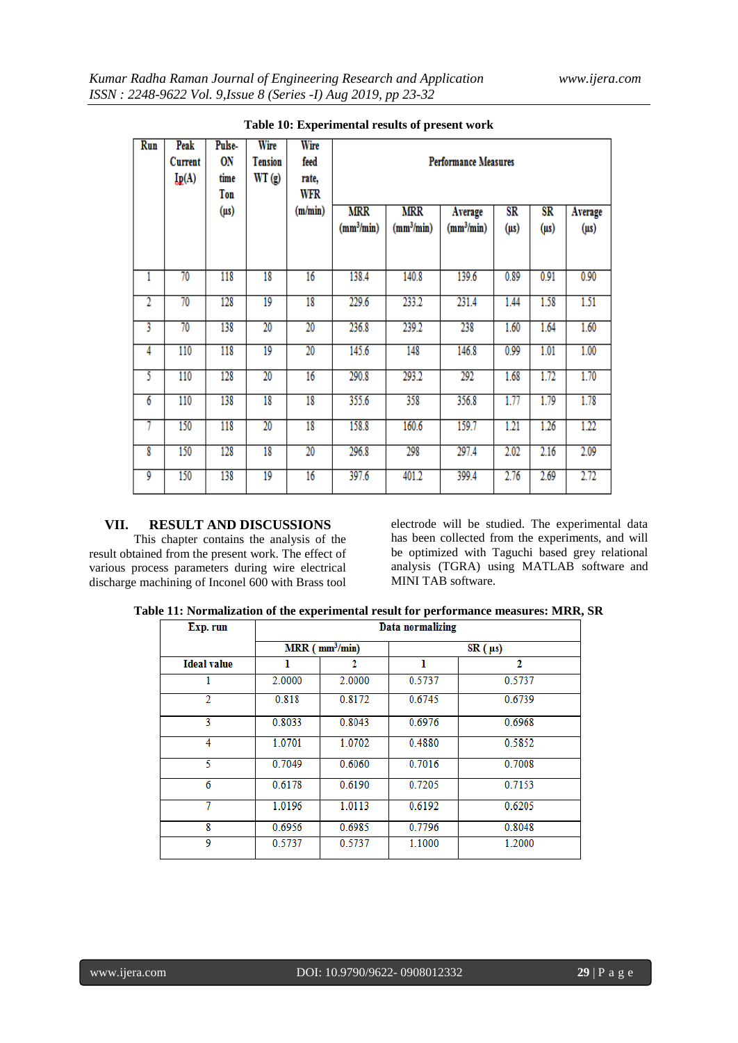**Table 10: Experimental results of present work**

| Run | Peak Current Ip(A) | Pulse-ON time Ton (µs) | Wire Tension WT (g) | Wire feed rate, WFR (m/min) | Performance Measures | | | | | |
|---|---|---|---|---|---|---|---|---|---|---|
| | | | | | MRR ($mm^3/min$) | MRR ($mm^3/min$) | Average ($mm^3/min$) | SR (µs) | SR (µs) | Average (µs) |
| 1 | 70 | 118 | 18 | 16 | 138.4 | 140.8 | 139.6 | 0.89 | 0.91 | 0.90 |
| 2 | 70 | 128 | 19 | 18 | 229.6 | 233.2 | 231.4 | 1.44 | 1.58 | 1.51 |
| 3 | 70 | 138 | 20 | 20 | 236.8 | 239.2 | 238 | 1.60 | 1.64 | 1.60 |
| 4 | 110 | 118 | 19 | 20 | 145.6 | 148 | 146.8 | 0.99 | 1.01 | 1.00 |
| 5 | 110 | 128 | 20 | 16 | 290.8 | 293.2 | 292 | 1.68 | 1.72 | 1.70 |
| 6 | 110 | 138 | 18 | 18 | 355.6 | 358 | 356.8 | 1.77 | 1.79 | 1.78 |
| 7 | 150 | 118 | 20 | 18 | 158.8 | 160.6 | 159.7 | 1.21 | 1.26 | 1.22 |
| 8 | 150 | 128 | 18 | 20 | 296.8 | 298 | 297.4 | 2.02 | 2.16 | 2.09 |
| 9 | 150 | 138 | 19 | 16 | 397.6 | 401.2 | 399.4 | 2.76 | 2.69 | 2.72 |

## VII. RESULT AND DISCUSSIONS

This chapter contains the analysis of the result obtained from the present work. The effect of various process parameters during wire electrical discharge machining of Inconel 600 with Brass tool electrode will be studied. The experimental data has been collected from the experiments, and will be optimized with Taguchi based grey relational analysis (TGRA) using MATLAB software and MINI TAB software.

**Table 11: Normalization of the experimental result for performance measures: MRR, SR**

| Exp. run | Data normalizing | | | |
|---|---|---|---|---|
| | MRR ( $mm^3/min$) | | SR ( µs) | |
| Ideal value | 1 | 2 | 1 | 2 |
| 1 | 2.0000 | 2.0000 | 0.5737 | 0.5737 |
| 2 | 0.818 | 0.8172 | 0.6745 | 0.6739 |
| 3 | 0.8033 | 0.8043 | 0.6976 | 0.6968 |
| 4 | 1.0701 | 1.0702 | 0.4880 | 0.5852 |
| 5 | 0.7049 | 0.6060 | 0.7016 | 0.7008 |
| 6 | 0.6178 | 0.6190 | 0.7205 | 0.7153 |
| 7 | 1.0196 | 1.0113 | 0.6192 | 0.6205 |
| 8 | 0.6956 | 0.6985 | 0.7796 | 0.8048 |
| 9 | 0.5737 | 0.5737 | 1.1000 | 1.2000 |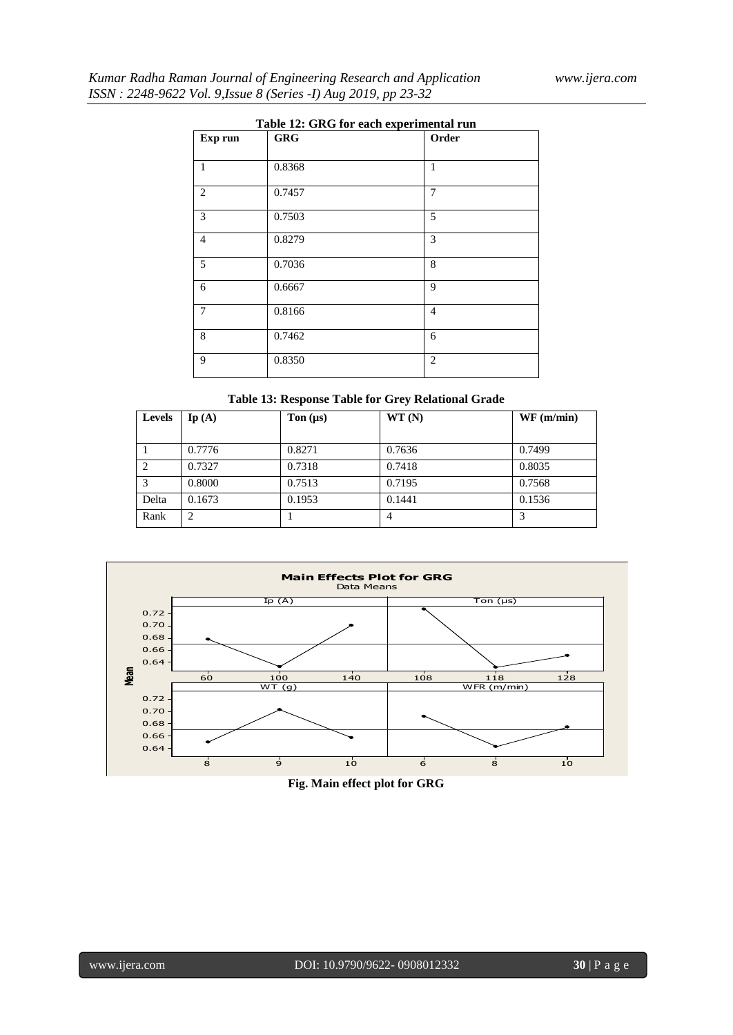**Table 12: GRG for each experimental run**

| Exp run | GRG | Order |
|---|---|---|
| 1 | 0.8368 | 1 |
| 2 | 0.7457 | 7 |
| 3 | 0.7503 | 5 |
| 4 | 0.8279 | 3 |
| 5 | 0.7036 | 8 |
| 6 | 0.6667 | 9 |
| 7 | 0.8166 | 4 |
| 8 | 0.7462 | 6 |
| 9 | 0.8350 | 2 |

**Table 13: Response Table for Grey Relational Grade**

| Levels | Ip (A) | Ton (μs) | WT (N) | WF (m/min) |
|---|---|---|---|---|
| 1 | 0.7776 | 0.8271 | 0.7636 | 0.7499 |
| 2 | 0.7327 | 0.7318 | 0.7418 | 0.8035 |
| 3 | 0.8000 | 0.7513 | 0.7195 | 0.7568 |
| Delta | 0.1673 | 0.1953 | 0.1441 | 0.1536 |
| Rank | 2 | 1 | 4 | 3 |

**Fig. Main effect plot for GRG**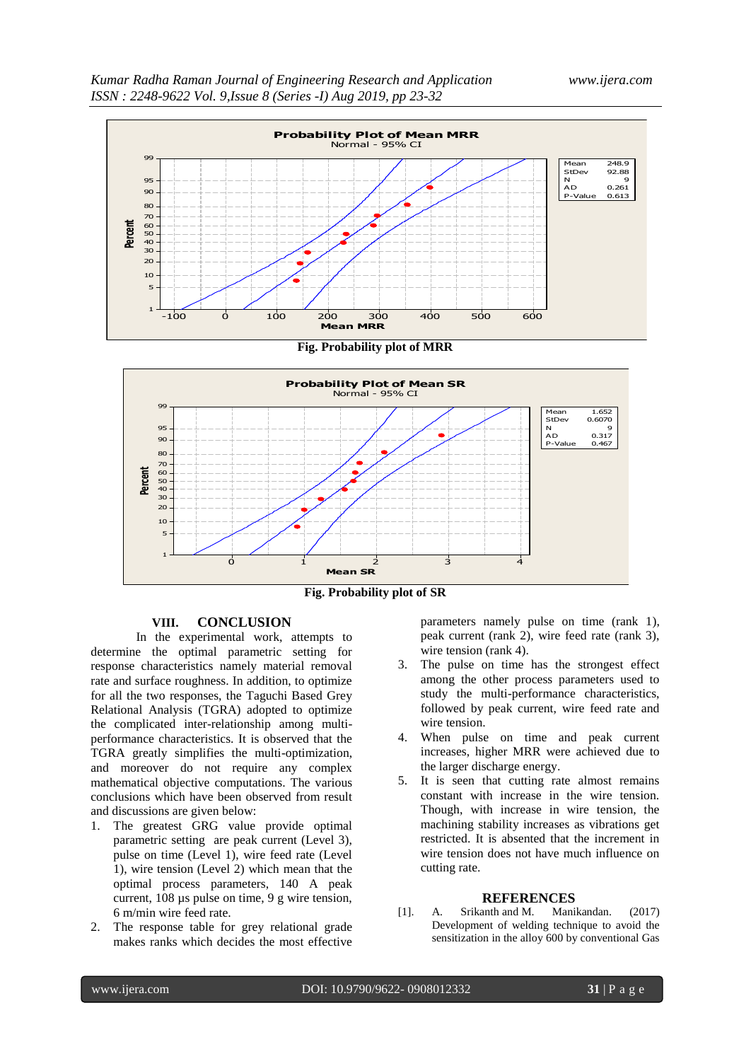Fig. Probability plot of MRR

Fig. Probability plot of SR

## VIII. CONCLUSION

In the experimental work, attempts to determine the optimal parametric setting for response characteristics namely material removal rate and surface roughness. In addition, to optimize for all the two responses, the Taguchi Based Grey Relational Analysis (TGRA) adopted to optimize the complicated inter-relationship among multi-performance characteristics. It is observed that the TGRA greatly simplifies the multi-optimization, and moreover do not require any complex mathematical objective computations. The various conclusions which have been observed from result and discussions are given below:

1. The greatest GRG value provide optimal parametric setting are peak current (Level 3), pulse on time (Level 1), wire feed rate (Level 1), wire tension (Level 2) which mean that the optimal process parameters, 140 A peak current, 108 µs pulse on time, 9 g wire tension, 6 m/min wire feed rate.
2. The response table for grey relational grade makes ranks which decides the most effective parameters namely pulse on time (rank 1), peak current (rank 2), wire feed rate (rank 3), wire tension (rank 4).
3. The pulse on time has the strongest effect among the other process parameters used to study the multi-performance characteristics, followed by peak current, wire feed rate and wire tension.
4. When pulse on time and peak current increases, higher MRR were achieved due to the larger discharge energy.
5. It is seen that cutting rate almost remains constant with increase in the wire tension. Though, with increase in wire tension, the machining stability increases as vibrations get restricted. It is absented that the increment in wire tension does not have much influence on cutting rate.

## REFERENCES

[1]. A. Srikanth and M. Manikandan. (2017) Development of welding technique to avoid the sensitization in the alloy 600 by conventional Gas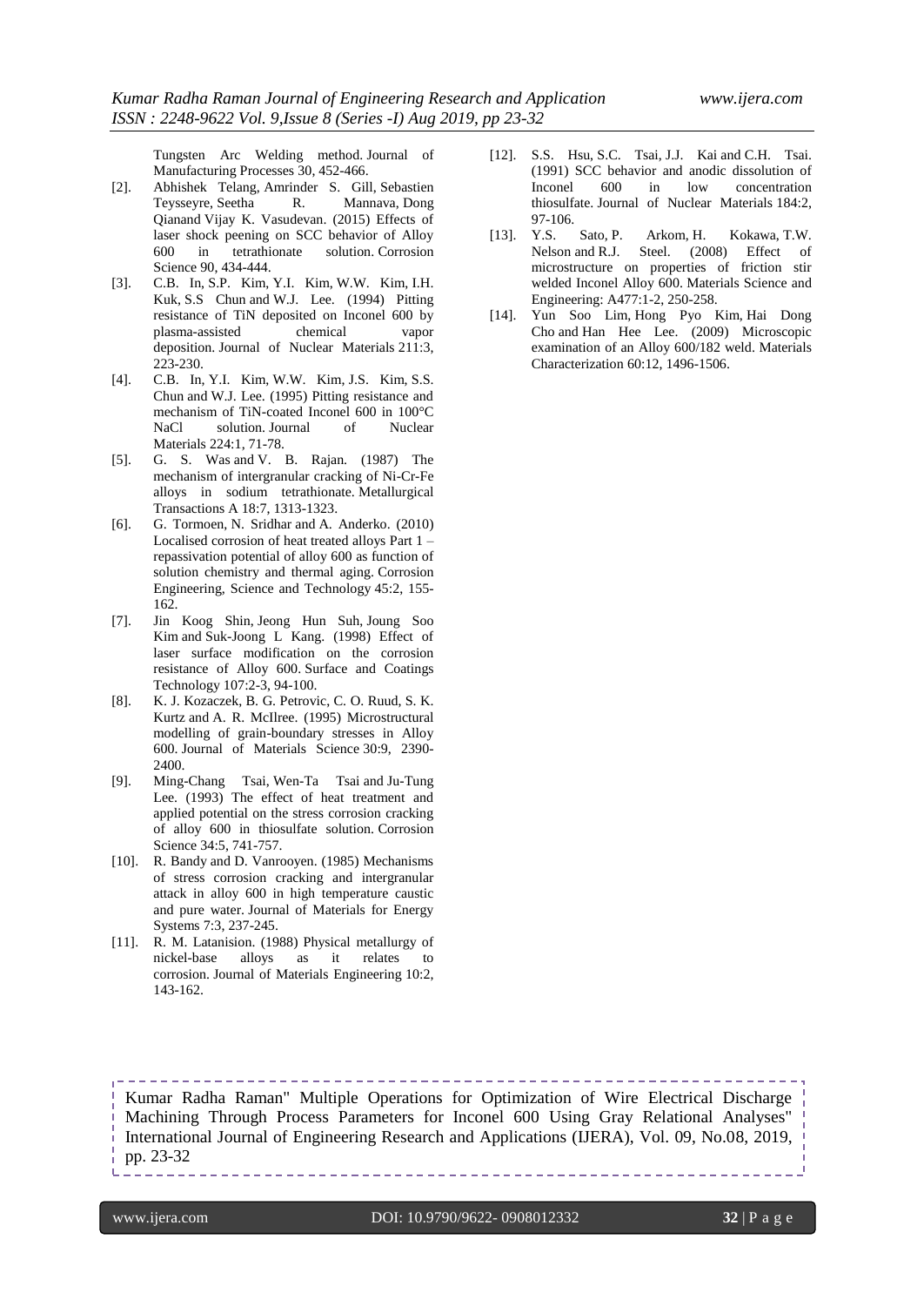Tungsten Arc Welding method. Journal of Manufacturing Processes 30, 452-466.

[2]. Abhishek Telang, Amrinder S. Gill, Sebastien Teysseyre, Seetha R. Mannava, Dong Qianand Vijay K. Vasudevan. (2015) Effects of laser shock peening on SCC behavior of Alloy 600 in tetrathionate solution. Corrosion Science 90, 434-444.

[3]. C.B. In, S.P. Kim, Y.I. Kim, W.W. Kim, I.H. Kuk, S.S Chun and W.J. Lee. (1994) Pitting resistance of TiN deposited on Inconel 600 by plasma-assisted chemical vapor deposition. Journal of Nuclear Materials 211:3, 223-230.

[4]. C.B. In, Y.I. Kim, W.W. Kim, J.S. Kim, S.S. Chun and W.J. Lee. (1995) Pitting resistance and mechanism of TiN-coated Inconel 600 in 100°C NaCl solution. Journal of Nuclear Materials 224:1, 71-78.

[5]. G. S. Was and V. B. Rajan. (1987) The mechanism of intergranular cracking of Ni-Cr-Fe alloys in sodium tetrathionate. Metallurgical Transactions A 18:7, 1313-1323.

[6]. G. Tormoen, N. Sridhar and A. Anderko. (2010) Localised corrosion of heat treated alloys Part 1 – repassivation potential of alloy 600 as function of solution chemistry and thermal aging. Corrosion Engineering, Science and Technology 45:2, 155-162.

[7]. Jin Koog Shin, Jeong Hun Suh, Joung Soo Kim and Suk-Joong L Kang. (1998) Effect of laser surface modification on the corrosion resistance of Alloy 600. Surface and Coatings Technology 107:2-3, 94-100.

[8]. K. J. Kozaczek, B. G. Petrovic, C. O. Ruud, S. K. Kurtz and A. R. McIlree. (1995) Microstructural modelling of grain-boundary stresses in Alloy 600. Journal of Materials Science 30:9, 2390-2400.

[9]. Ming-Chang Tsai, Wen-Ta Tsai and Ju-Tung Lee. (1993) The effect of heat treatment and applied potential on the stress corrosion cracking of alloy 600 in thiosulfate solution. Corrosion Science 34:5, 741-757.

[10]. R. Bandy and D. Vanrooyen. (1985) Mechanisms of stress corrosion cracking and intergranular attack in alloy 600 in high temperature caustic and pure water. Journal of Materials for Energy Systems 7:3, 237-245.

[11]. R. M. Latanision. (1988) Physical metallurgy of nickel-base alloys as it relates to corrosion. Journal of Materials Engineering 10:2, 143-162.

[12]. S.S. Hsu, S.C. Tsai, J.J. Kai and C.H. Tsai. (1991) SCC behavior and anodic dissolution of Inconel 600 in low concentration thiosulfate. Journal of Nuclear Materials 184:2, 97-106.

[13]. Y.S. Sato, P. Arkom, H. Kokawa, T.W. Nelson and R.J. Steel. (2008) Effect of microstructure on properties of friction stir welded Inconel Alloy 600. Materials Science and Engineering: A477:1-2, 250-258.

[14]. Yun Soo Lim, Hong Pyo Kim, Hai Dong Cho and Han Hee Lee. (2009) Microscopic examination of an Alloy 600/182 weld. Materials Characterization 60:12, 1496-1506.

Kumar Radha Raman" Multiple Operations for Optimization of Wire Electrical Discharge Machining Through Process Parameters for Inconel 600 Using Gray Relational Analyses" International Journal of Engineering Research and Applications (IJERA), Vol. 09, No.08, 2019, pp. 23-32